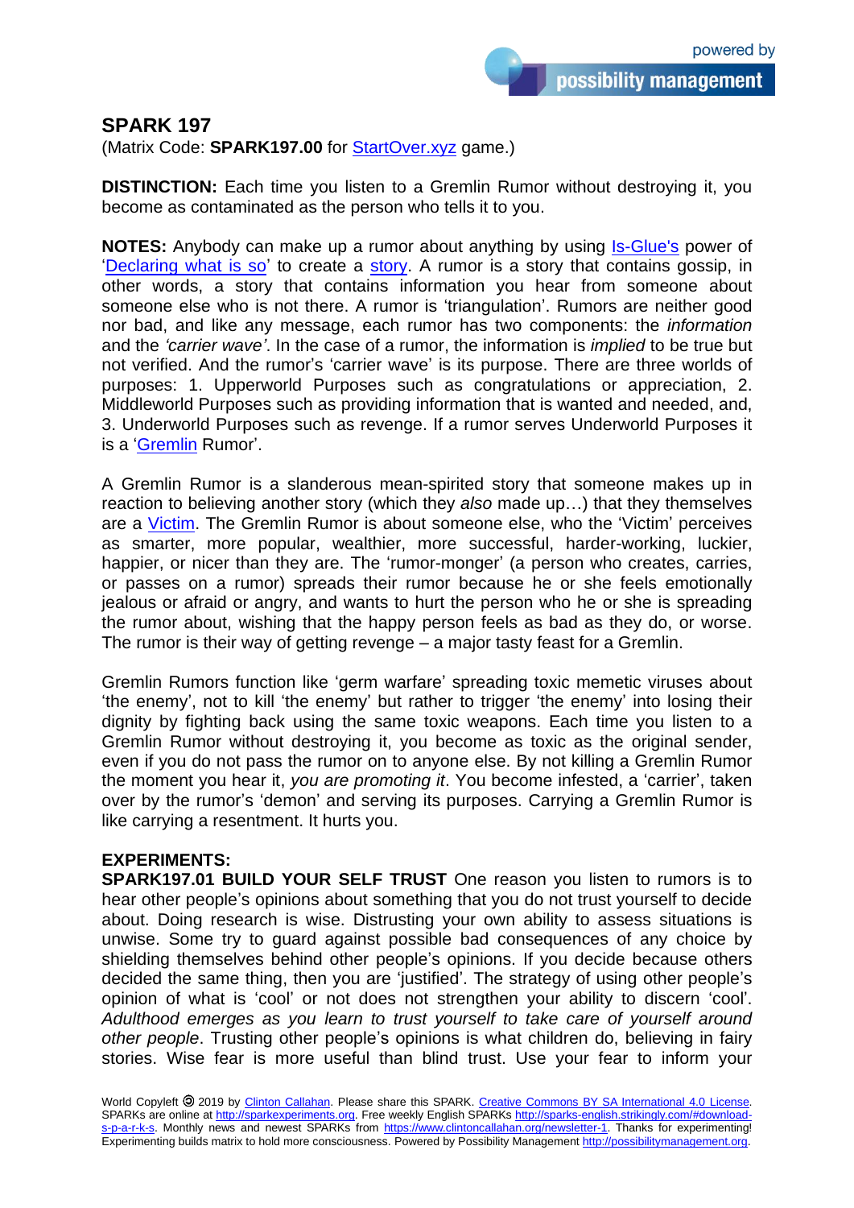## SPARK 197

(Matrix Code: **SPARK197.00** for StartOver.xyz game.)

**DISTINCTION:** Each time you listen to a Gremlin Rumor without destroying it, you become as contaminated as the person who tells it to you.

**NOTES:** Anybody can make up a rumor about anything by using Is-Glue's power of 'Declaring what is so' to create a story. A rumor is a story that contains gossip, in other words, a story that contains information you hear from someone about someone else who is not there. A rumor is 'triangulation'. Rumors are neither good nor bad, and like any message, each rumor has two components: the *information* and the *'carrier wave'*. In the case of a rumor, the information is *implied* to be true but not verified. And the rumor's 'carrier wave' is its purpose. There are three worlds of purposes: 1. Upperworld Purposes such as congratulations or appreciation, 2. Middleworld Purposes such as providing information that is wanted and needed, and, 3. Underworld Purposes such as revenge. If a rumor serves Underworld Purposes it is a 'Gremlin Rumor'.

A Gremlin Rumor is a slanderous mean-spirited story that someone makes up in reaction to believing another story (which they *also* made up…) that they themselves are a Victim. The Gremlin Rumor is about someone else, who the 'Victim' perceives as smarter, more popular, wealthier, more successful, harder-working, luckier, happier, or nicer than they are. The 'rumor-monger' (a person who creates, carries, or passes on a rumor) spreads their rumor because he or she feels emotionally jealous or afraid or angry, and wants to hurt the person who he or she is spreading the rumor about, wishing that the happy person feels as bad as they do, or worse. The rumor is their way of getting revenge – a major tasty feast for a Gremlin.

Gremlin Rumors function like 'germ warfare' spreading toxic memetic viruses about 'the enemy', not to kill 'the enemy' but rather to trigger 'the enemy' into losing their dignity by fighting back using the same toxic weapons. Each time you listen to a Gremlin Rumor without destroying it, you become as toxic as the original sender, even if you do not pass the rumor on to anyone else. By not killing a Gremlin Rumor the moment you hear it, *you are promoting it*. You become infested, a 'carrier', taken over by the rumor's 'demon' and serving its purposes. Carrying a Gremlin Rumor is like carrying a resentment. It hurts you.

**EXPERIMENTS:**

**SPARK197.01 BUILD YOUR SELF TRUST** One reason you listen to rumors is to hear other people's opinions about something that you do not trust yourself to decide about. Doing research is wise. Distrusting your own ability to assess situations is unwise. Some try to guard against possible bad consequences of any choice by shielding themselves behind other people's opinions. If you decide because others decided the same thing, then you are 'justified'. The strategy of using other people's opinion of what is 'cool' or not does not strengthen your ability to discern 'cool'. *Adulthood emerges as you learn to trust yourself to take care of yourself around other people*. Trusting other people's opinions is what children do, believing in fairy stories. Wise fear is more useful than blind trust. Use your fear to inform your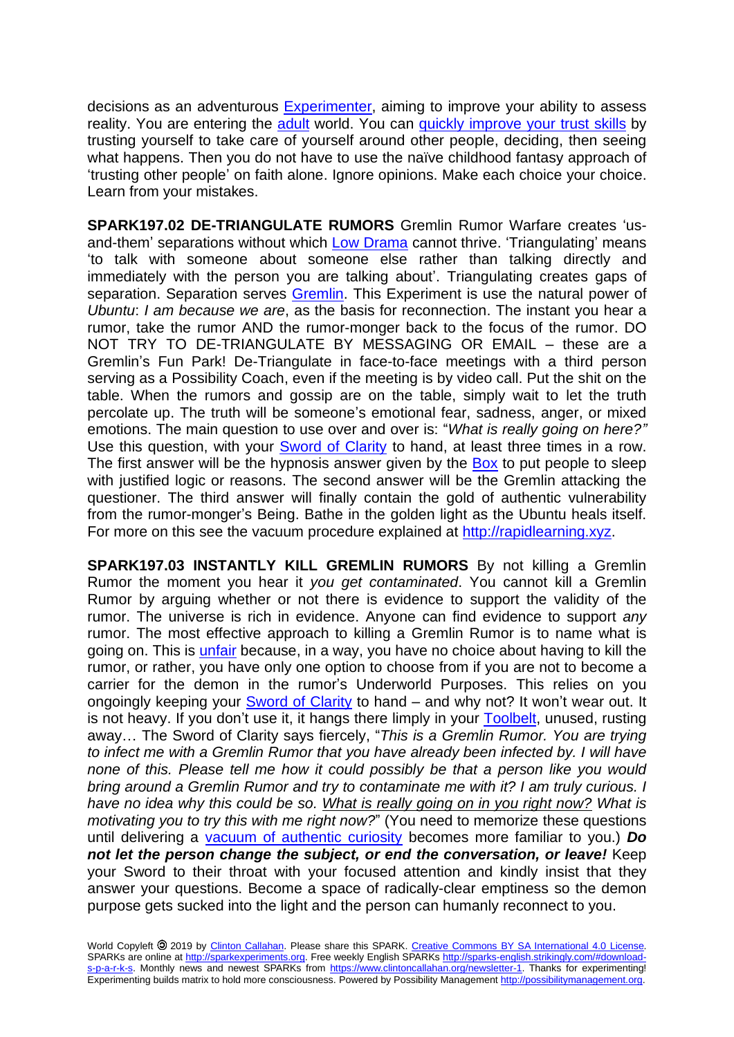decisions as an adventurous Experimenter, aiming to improve your ability to assess reality. You are entering the adult world. You can quickly improve your trust skills by trusting yourself to take care of yourself around other people, deciding, then seeing what happens. Then you do not have to use the naïve childhood fantasy approach of 'trusting other people' on faith alone. Ignore opinions. Make each choice your choice. Learn from your mistakes.

**SPARK197.02 DE-TRIANGULATE RUMORS** Gremlin Rumor Warfare creates 'us-and-them' separations without which Low Drama cannot thrive. 'Triangulating' means 'to talk with someone about someone else rather than talking directly and immediately with the person you are talking about'. Triangulating creates gaps of separation. Separation serves Gremlin. This Experiment is use the natural power of *Ubuntu*: *I am because we are*, as the basis for reconnection. The instant you hear a rumor, take the rumor AND the rumor-monger back to the focus of the rumor. DO NOT TRY TO DE-TRIANGULATE BY MESSAGING OR EMAIL – these are a Gremlin's Fun Park! De-Triangulate in face-to-face meetings with a third person serving as a Possibility Coach, even if the meeting is by video call. Put the shit on the table. When the rumors and gossip are on the table, simply wait to let the truth percolate up. The truth will be someone's emotional fear, sadness, anger, or mixed emotions. The main question to use over and over is: "*What is really going on here?"* Use this question, with your Sword of Clarity to hand, at least three times in a row. The first answer will be the hypnosis answer given by the Box to put people to sleep with justified logic or reasons. The second answer will be the Gremlin attacking the questioner. The third answer will finally contain the gold of authentic vulnerability from the rumor-monger's Being. Bathe in the golden light as the Ubuntu heals itself. For more on this see the vacuum procedure explained at http://rapidlearning.xyz.

**SPARK197.03 INSTANTLY KILL GREMLIN RUMORS** By not killing a Gremlin Rumor the moment you hear it *you get contaminated*. You cannot kill a Gremlin Rumor by arguing whether or not there is evidence to support the validity of the rumor. The universe is rich in evidence. Anyone can find evidence to support *any* rumor. The most effective approach to killing a Gremlin Rumor is to name what is going on. This is unfair because, in a way, you have no choice about having to kill the rumor, or rather, you have only one option to choose from if you are not to become a carrier for the demon in the rumor's Underworld Purposes. This relies on you ongoingly keeping your Sword of Clarity to hand – and why not? It won't wear out. It is not heavy. If you don't use it, it hangs there limply in your Toolbelt, unused, rusting away… The Sword of Clarity says fiercely, "*This is a Gremlin Rumor. You are trying to infect me with a Gremlin Rumor that you have already been infected by. I will have none of this. Please tell me how it could possibly be that a person like you would bring around a Gremlin Rumor and try to contaminate me with it? I am truly curious. I have no idea why this could be so. What is really going on in you right now? What is motivating you to try this with me right now?*" (You need to memorize these questions until delivering a vacuum of authentic curiosity becomes more familiar to you.) ***Do not let the person change the subject, or end the conversation, or leave!*** Keep your Sword to their throat with your focused attention and kindly insist that they answer your questions. Become a space of radically-clear emptiness so the demon purpose gets sucked into the light and the person can humanly reconnect to you.

World Copyleft 🄯 2019 by Clinton Callahan. Please share this SPARK. Creative Commons BY SA International 4.0 License. SPARKs are online at http://sparkexperiments.org. Free weekly English SPARKs http://sparks-english.strikingly.com/#download-s-p-a-r-k-s. Monthly news and newest SPARKs from https://www.clintoncallahan.org/newsletter-1. Thanks for experimenting! Experimenting builds matrix to hold more consciousness. Powered by Possibility Management http://possibilitymanagement.org.